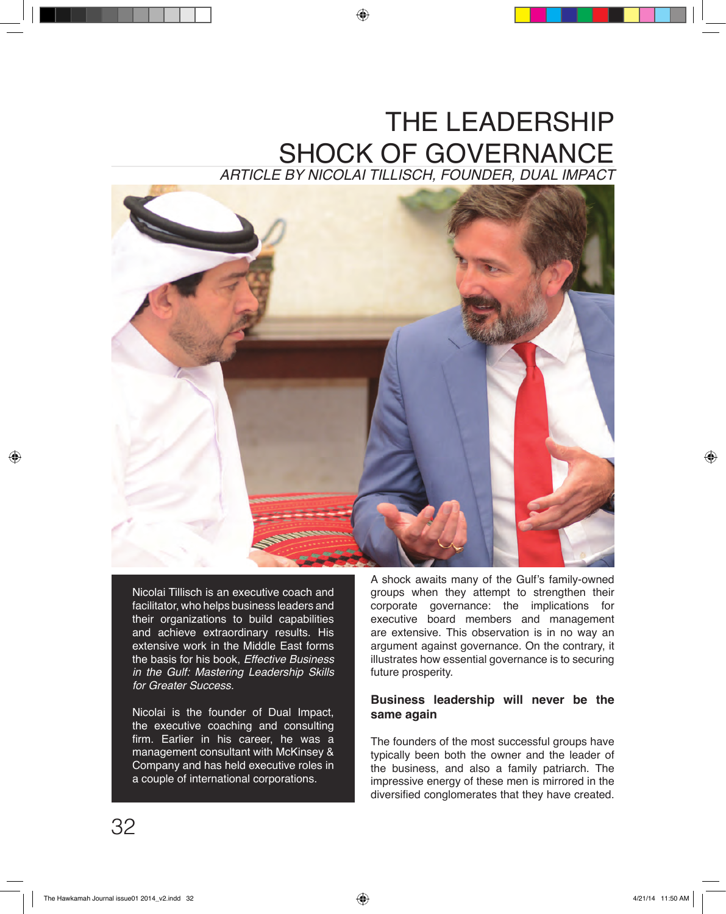# THE LEADERSHIP SHOCK OF GOVERNANCE

*ARTICLE BY NICOLAI TILLISCH, FOUNDER, DUAL IMPACT*

Nicolai Tillisch is an executive coach and facilitator, who helps business leaders and their organizations to build capabilities and achieve extraordinary results. His extensive work in the Middle East forms the basis for his book, *Effective Business in the Gulf: Mastering Leadership Skills for Greater Success.*

Nicolai is the founder of Dual Impact, the executive coaching and consulting firm. Earlier in his career, he was a management consultant with McKinsey & Company and has held executive roles in a couple of international corporations.

A shock awaits many of the Gulf's family-owned groups when they attempt to strengthen their corporate governance: the implications for executive board members and management are extensive. This observation is in no way an argument against governance. On the contrary, it illustrates how essential governance is to securing future prosperity.

**Business leadership will never be the same again**

The founders of the most successful groups have typically been both the owner and the leader of the business, and also a family patriarch. The impressive energy of these men is mirrored in the diversified conglomerates that they have created.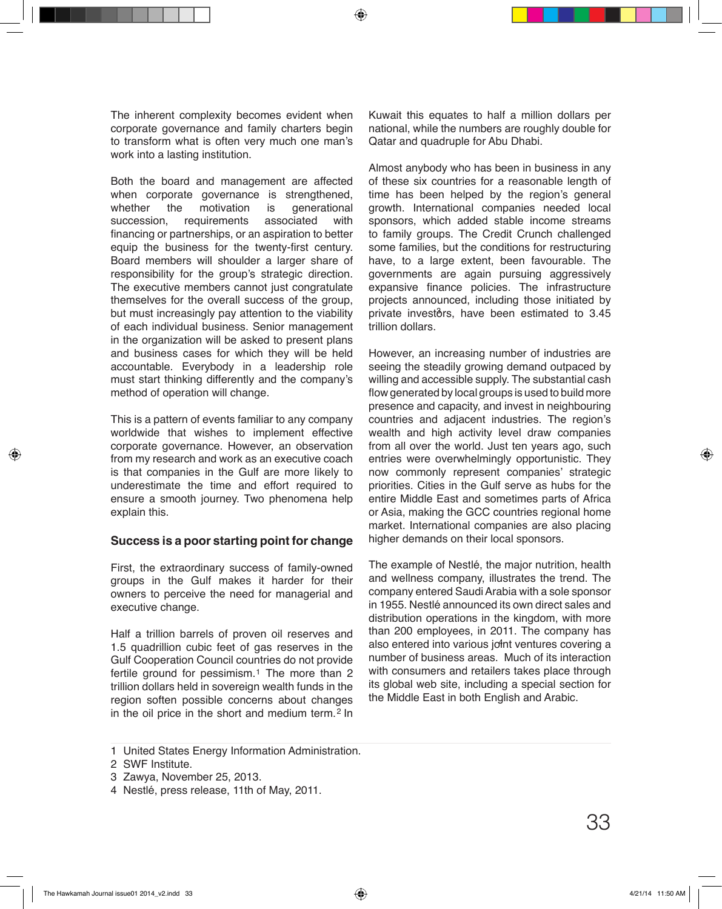The inherent complexity becomes evident when corporate governance and family charters begin to transform what is often very much one man's work into a lasting institution.

Both the board and management are affected when corporate governance is strengthened, whether the motivation is generational succession, requirements associated with financing or partnerships, or an aspiration to better equip the business for the twenty-first century. Board members will shoulder a larger share of responsibility for the group's strategic direction. The executive members cannot just congratulate themselves for the overall success of the group, but must increasingly pay attention to the viability of each individual business. Senior management in the organization will be asked to present plans and business cases for which they will be held accountable. Everybody in a leadership role must start thinking differently and the company's method of operation will change.

This is a pattern of events familiar to any company worldwide that wishes to implement effective corporate governance. However, an observation from my research and work as an executive coach is that companies in the Gulf are more likely to underestimate the time and effort required to ensure a smooth journey. Two phenomena help explain this.

## Success is a poor starting point for change

First, the extraordinary success of family-owned groups in the Gulf makes it harder for their owners to perceive the need for managerial and executive change.

Half a trillion barrels of proven oil reserves and 1.5 quadrillion cubic feet of gas reserves in the Gulf Cooperation Council countries do not provide fertile ground for pessimism.[1] The more than 2 trillion dollars held in sovereign wealth funds in the region soften possible concerns about changes in the oil price in the short and medium term.[2] In Kuwait this equates to half a million dollars per national, while the numbers are roughly double for Qatar and quadruple for Abu Dhabi.

Almost anybody who has been in business in any of these six countries for a reasonable length of time has been helped by the region's general growth. International companies needed local sponsors, which added stable income streams to family groups. The Credit Crunch challenged some families, but the conditions for restructuring have, to a large extent, been favourable. The governments are again pursuing aggressively expansive finance policies. The infrastructure projects announced, including those initiated by private investors, have been estimated to 3.45 trillion dollars.[3]

However, an increasing number of industries are seeing the steadily growing demand outpaced by willing and accessible supply. The substantial cash flow generated by local groups is used to build more presence and capacity, and invest in neighbouring countries and adjacent industries. The region's wealth and high activity level draw companies from all over the world. Just ten years ago, such entries were overwhelmingly opportunistic. They now commonly represent companies' strategic priorities. Cities in the Gulf serve as hubs for the entire Middle East and sometimes parts of Africa or Asia, making the GCC countries regional home market. International companies are also placing higher demands on their local sponsors.

The example of Nestlé, the major nutrition, health and wellness company, illustrates the trend. The company entered Saudi Arabia with a sole sponsor in 1955. Nestlé announced its own direct sales and distribution operations in the kingdom, with more than 200 employees, in 2011. The company has also entered into various joint ventures covering a number of business areas.[4] Much of its interaction with consumers and retailers takes place through its global web site, including a special section for the Middle East in both English and Arabic.

1 United States Energy Information Administration.
2 SWF Institute.
3 Zawya, November 25, 2013.
4 Nestlé, press release, 11th of May, 2011.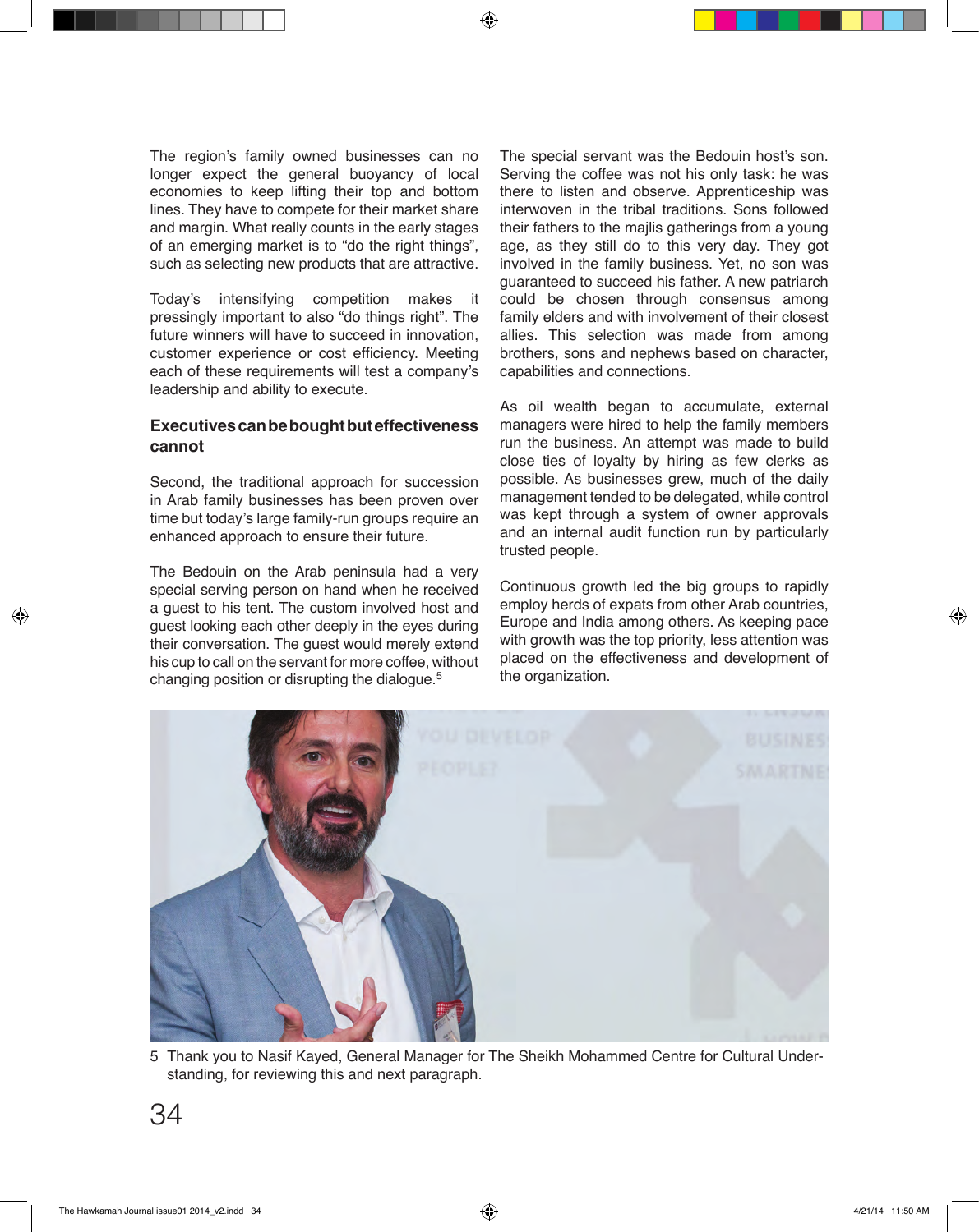The region's family owned businesses can no longer expect the general buoyancy of local economies to keep lifting their top and bottom lines. They have to compete for their market share and margin. What really counts in the early stages of an emerging market is to "do the right things", such as selecting new products that are attractive.

Today's intensifying competition makes it pressingly important to also "do things right". The future winners will have to succeed in innovation, customer experience or cost efficiency. Meeting each of these requirements will test a company's leadership and ability to execute.

### Executives can be bought but effectiveness cannot

Second, the traditional approach for succession in Arab family businesses has been proven over time but today's large family-run groups require an enhanced approach to ensure their future.

The Bedouin on the Arab peninsula had a very special serving person on hand when he received a guest to his tent. The custom involved host and guest looking each other deeply in the eyes during their conversation. The guest would merely extend his cup to call on the servant for more coffee, without changing position or disrupting the dialogue.[5]

The special servant was the Bedouin host's son. Serving the coffee was not his only task: he was there to listen and observe. Apprenticeship was interwoven in the tribal traditions. Sons followed their fathers to the majlis gatherings from a young age, as they still do to this very day. They got involved in the family business. Yet, no son was guaranteed to succeed his father. A new patriarch could be chosen through consensus among family elders and with involvement of their closest allies. This selection was made from among brothers, sons and nephews based on character, capabilities and connections.

As oil wealth began to accumulate, external managers were hired to help the family members run the business. An attempt was made to build close ties of loyalty by hiring as few clerks as possible. As businesses grew, much of the daily management tended to be delegated, while control was kept through a system of owner approvals and an internal audit function run by particularly trusted people.

Continuous growth led the big groups to rapidly employ herds of expats from other Arab countries, Europe and India among others. As keeping pace with growth was the top priority, less attention was placed on the effectiveness and development of the organization.

5 Thank you to Nasif Kayed, General Manager for The Sheikh Mohammed Centre for Cultural Understanding, for reviewing this and next paragraph.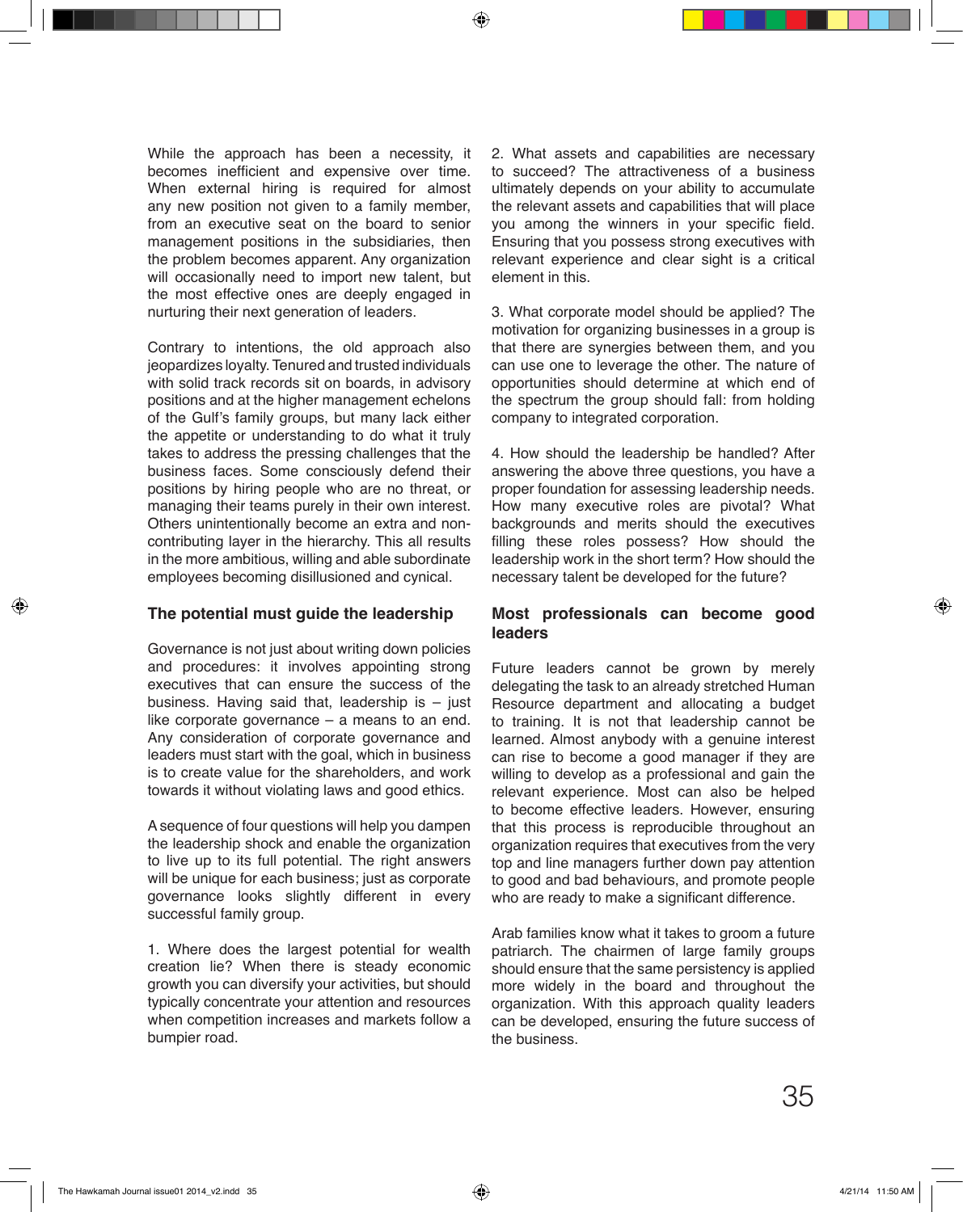While the approach has been a necessity, it becomes inefficient and expensive over time. When external hiring is required for almost any new position not given to a family member, from an executive seat on the board to senior management positions in the subsidiaries, then the problem becomes apparent. Any organization will occasionally need to import new talent, but the most effective ones are deeply engaged in nurturing their next generation of leaders.

Contrary to intentions, the old approach also jeopardizes loyalty. Tenured and trusted individuals with solid track records sit on boards, in advisory positions and at the higher management echelons of the Gulf's family groups, but many lack either the appetite or understanding to do what it truly takes to address the pressing challenges that the business faces. Some consciously defend their positions by hiring people who are no threat, or managing their teams purely in their own interest. Others unintentionally become an extra and non-contributing layer in the hierarchy. This all results in the more ambitious, willing and able subordinate employees becoming disillusioned and cynical.

### The potential must guide the leadership

Governance is not just about writing down policies and procedures: it involves appointing strong executives that can ensure the success of the business. Having said that, leadership is – just like corporate governance – a means to an end. Any consideration of corporate governance and leaders must start with the goal, which in business is to create value for the shareholders, and work towards it without violating laws and good ethics.

A sequence of four questions will help you dampen the leadership shock and enable the organization to live up to its full potential. The right answers will be unique for each business; just as corporate governance looks slightly different in every successful family group.

1. Where does the largest potential for wealth creation lie? When there is steady economic growth you can diversify your activities, but should typically concentrate your attention and resources when competition increases and markets follow a bumpier road.

2. What assets and capabilities are necessary to succeed? The attractiveness of a business ultimately depends on your ability to accumulate the relevant assets and capabilities that will place you among the winners in your specific field. Ensuring that you possess strong executives with relevant experience and clear sight is a critical element in this.

3. What corporate model should be applied? The motivation for organizing businesses in a group is that there are synergies between them, and you can use one to leverage the other. The nature of opportunities should determine at which end of the spectrum the group should fall: from holding company to integrated corporation.

4. How should the leadership be handled? After answering the above three questions, you have a proper foundation for assessing leadership needs. How many executive roles are pivotal? What backgrounds and merits should the executives filling these roles possess? How should the leadership work in the short term? How should the necessary talent be developed for the future?

### Most professionals can become good leaders

Future leaders cannot be grown by merely delegating the task to an already stretched Human Resource department and allocating a budget to training. It is not that leadership cannot be learned. Almost anybody with a genuine interest can rise to become a good manager if they are willing to develop as a professional and gain the relevant experience. Most can also be helped to become effective leaders. However, ensuring that this process is reproducible throughout an organization requires that executives from the very top and line managers further down pay attention to good and bad behaviours, and promote people who are ready to make a significant difference.

Arab families know what it takes to groom a future patriarch. The chairmen of large family groups should ensure that the same persistency is applied more widely in the board and throughout the organization. With this approach quality leaders can be developed, ensuring the future success of the business.